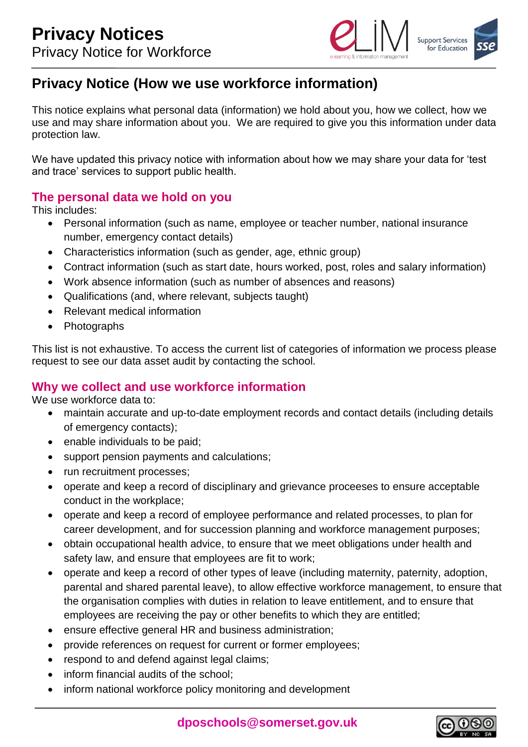# Privacy Notices

Privacy Notice for Workforce

## Privacy Notice (How we use workforce information)

This notice explains what personal data (information) we hold about you, how we collect, how we use and may share information about you. We are required to give you this information under data protection law.

We have updated this privacy notice with information about how we may share your data for 'test and trace' services to support public health.

### The personal data we hold on you

This includes:

- Personal information (such as name, employee or teacher number, national insurance number, emergency contact details)
- Characteristics information (such as gender, age, ethnic group)
- Contract information (such as start date, hours worked, post, roles and salary information)
- Work absence information (such as number of absences and reasons)
- Qualifications (and, where relevant, subjects taught)
- Relevant medical information
- Photographs

This list is not exhaustive. To access the current list of categories of information we process please request to see our data asset audit by contacting the school.

### Why we collect and use workforce information

We use workforce data to:

- maintain accurate and up-to-date employment records and contact details (including details of emergency contacts);
- enable individuals to be paid;
- support pension payments and calculations;
- run recruitment processes;
- operate and keep a record of disciplinary and grievance proceeses to ensure acceptable conduct in the workplace;
- operate and keep a record of employee performance and related processes, to plan for career development, and for succession planning and workforce management purposes;
- obtain occupational health advice, to ensure that we meet obligations under health and safety law, and ensure that employees are fit to work;
- operate and keep a record of other types of leave (including maternity, paternity, adoption, parental and shared parental leave), to allow effective workforce management, to ensure that the organisation complies with duties in relation to leave entitlement, and to ensure that employees are receiving the pay or other benefits to which they are entitled;
- ensure effective general HR and business administration;
- provide references on request for current or former employees;
- respond to and defend against legal claims;
- inform financial audits of the school;
- inform national workforce policy monitoring and development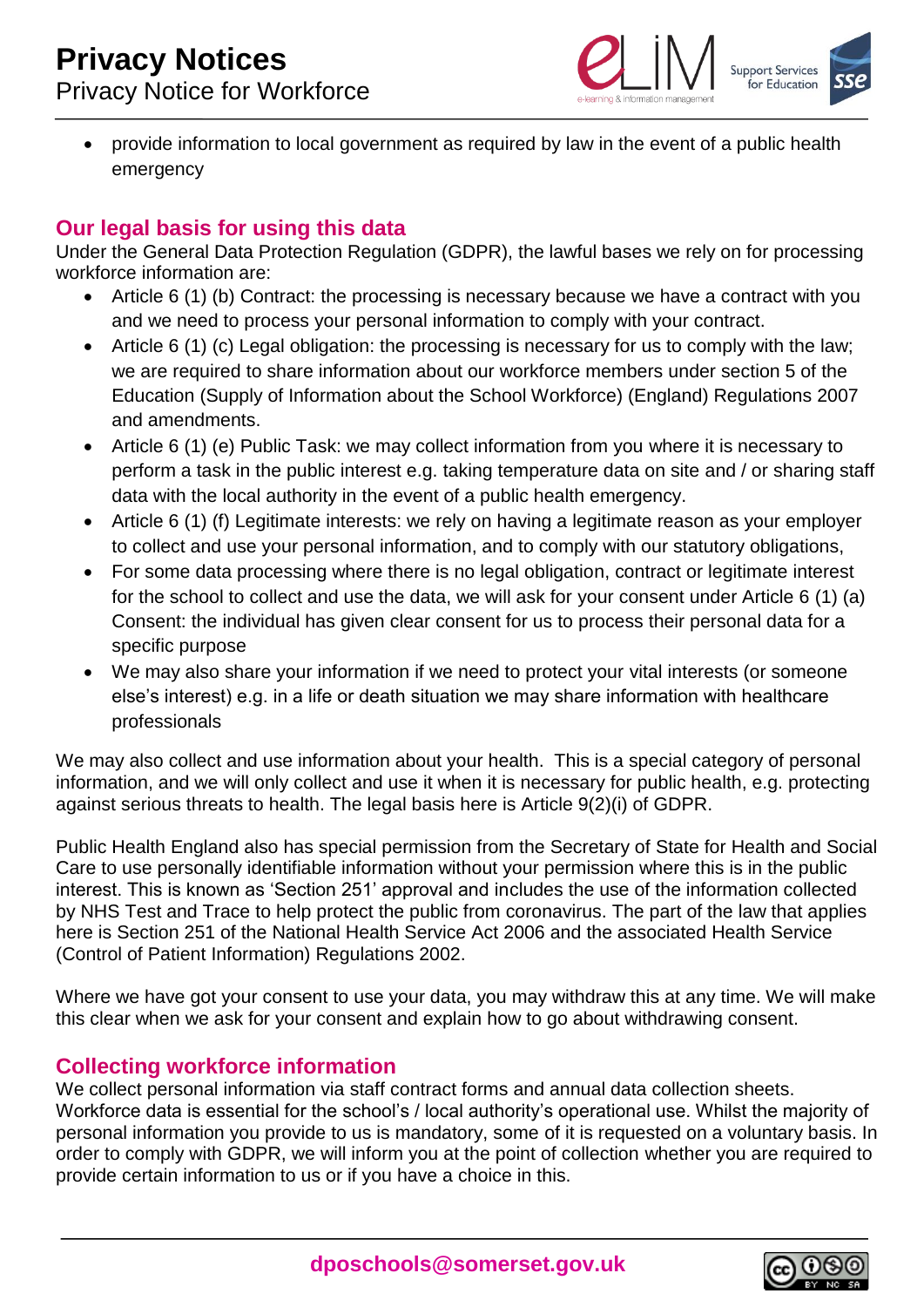- provide information to local government as required by law in the event of a public health emergency

## Our legal basis for using this data

Under the General Data Protection Regulation (GDPR), the lawful bases we rely on for processing workforce information are:

- Article 6 (1) (b) Contract: the processing is necessary because we have a contract with you and we need to process your personal information to comply with your contract.
- Article 6 (1) (c) Legal obligation: the processing is necessary for us to comply with the law; we are required to share information about our workforce members under section 5 of the Education (Supply of Information about the School Workforce) (England) Regulations 2007 and amendments.
- Article 6 (1) (e) Public Task: we may collect information from you where it is necessary to perform a task in the public interest e.g. taking temperature data on site and / or sharing staff data with the local authority in the event of a public health emergency.
- Article 6 (1) (f) Legitimate interests: we rely on having a legitimate reason as your employer to collect and use your personal information, and to comply with our statutory obligations,
- For some data processing where there is no legal obligation, contract or legitimate interest for the school to collect and use the data, we will ask for your consent under Article 6 (1) (a) Consent: the individual has given clear consent for us to process their personal data for a specific purpose
- We may also share your information if we need to protect your vital interests (or someone else's interest) e.g. in a life or death situation we may share information with healthcare professionals

We may also collect and use information about your health. This is a special category of personal information, and we will only collect and use it when it is necessary for public health, e.g. protecting against serious threats to health. The legal basis here is Article 9(2)(i) of GDPR.

Public Health England also has special permission from the Secretary of State for Health and Social Care to use personally identifiable information without your permission where this is in the public interest. This is known as 'Section 251' approval and includes the use of the information collected by NHS Test and Trace to help protect the public from coronavirus. The part of the law that applies here is Section 251 of the National Health Service Act 2006 and the associated Health Service (Control of Patient Information) Regulations 2002.

Where we have got your consent to use your data, you may withdraw this at any time. We will make this clear when we ask for your consent and explain how to go about withdrawing consent.

## Collecting workforce information

We collect personal information via staff contract forms and annual data collection sheets. Workforce data is essential for the school's / local authority's operational use. Whilst the majority of personal information you provide to us is mandatory, some of it is requested on a voluntary basis. In order to comply with GDPR, we will inform you at the point of collection whether you are required to provide certain information to us or if you have a choice in this.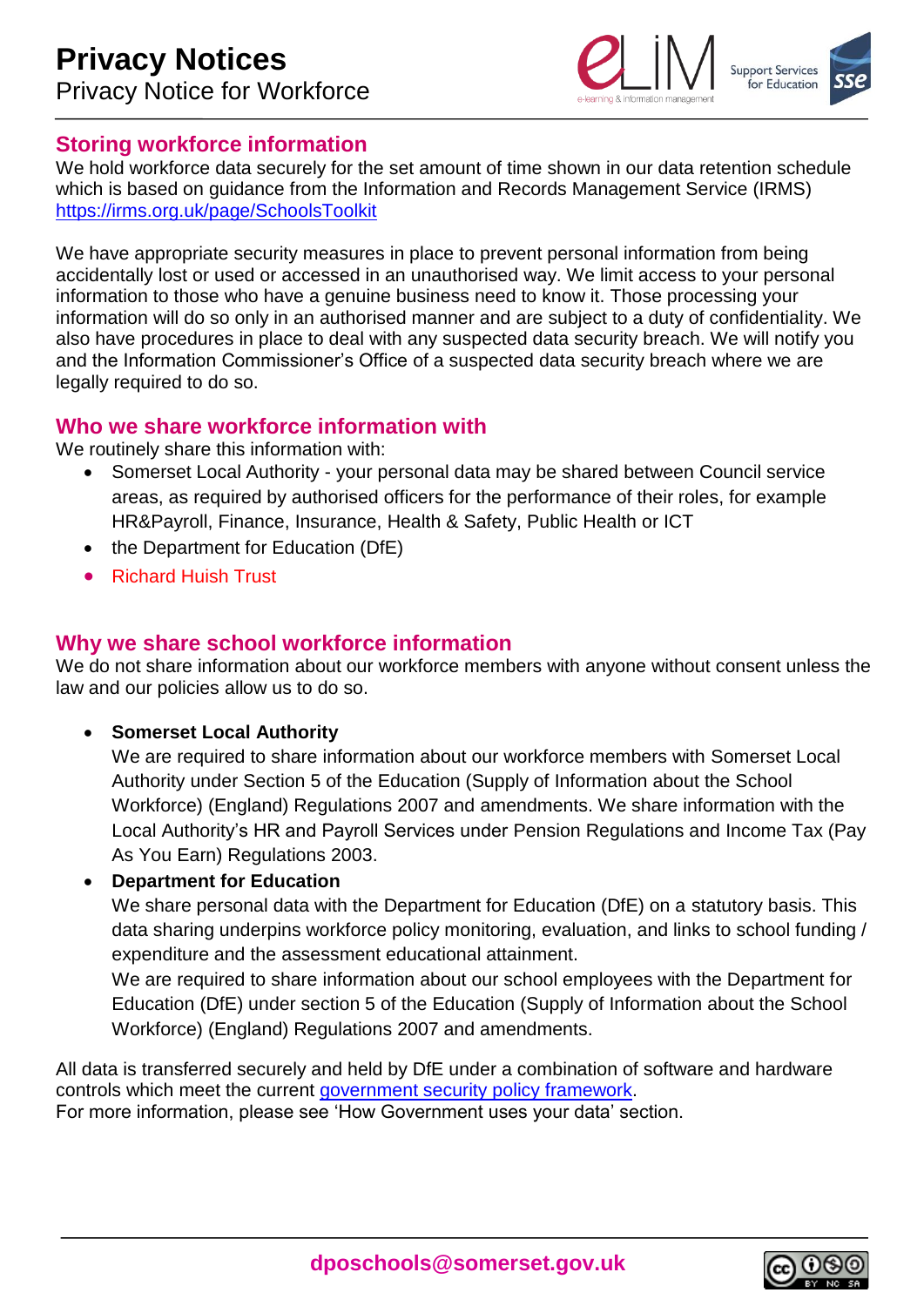## Storing workforce information

We hold workforce data securely for the set amount of time shown in our data retention schedule which is based on guidance from the Information and Records Management Service (IRMS) https://irms.org.uk/page/SchoolsToolkit

We have appropriate security measures in place to prevent personal information from being accidentally lost or used or accessed in an unauthorised way. We limit access to your personal information to those who have a genuine business need to know it. Those processing your information will do so only in an authorised manner and are subject to a duty of confidentiality. We also have procedures in place to deal with any suspected data security breach. We will notify you and the Information Commissioner's Office of a suspected data security breach where we are legally required to do so.

## Who we share workforce information with

We routinely share this information with:

- Somerset Local Authority - your personal data may be shared between Council service areas, as required by authorised officers for the performance of their roles, for example HR&Payroll, Finance, Insurance, Health & Safety, Public Health or ICT
- the Department for Education (DfE)
- Richard Huish Trust

## Why we share school workforce information

We do not share information about our workforce members with anyone without consent unless the law and our policies allow us to do so.

- **Somerset Local Authority**
  We are required to share information about our workforce members with Somerset Local Authority under Section 5 of the Education (Supply of Information about the School Workforce) (England) Regulations 2007 and amendments. We share information with the Local Authority's HR and Payroll Services under Pension Regulations and Income Tax (Pay As You Earn) Regulations 2003.
- **Department for Education**
  We share personal data with the Department for Education (DfE) on a statutory basis. This data sharing underpins workforce policy monitoring, evaluation, and links to school funding / expenditure and the assessment educational attainment.
  We are required to share information about our school employees with the Department for Education (DfE) under section 5 of the Education (Supply of Information about the School Workforce) (England) Regulations 2007 and amendments.

All data is transferred securely and held by DfE under a combination of software and hardware controls which meet the current government security policy framework.
For more information, please see 'How Government uses your data' section.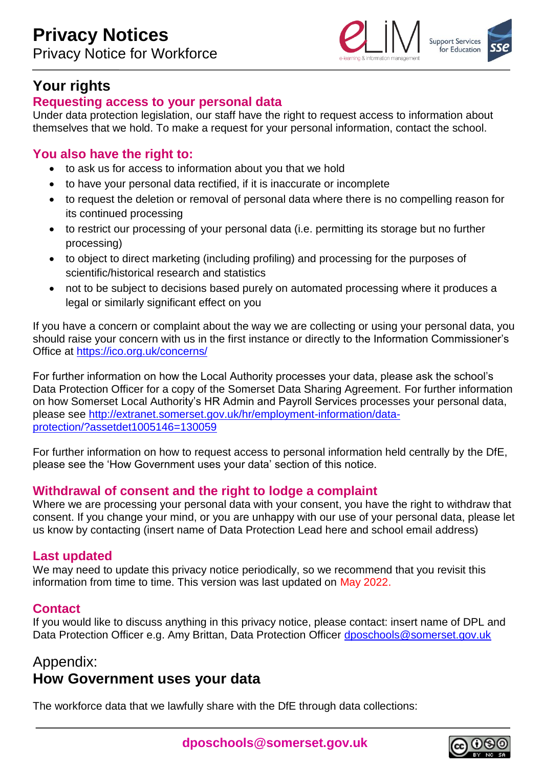## Your rights

### Requesting access to your personal data

Under data protection legislation, our staff have the right to request access to information about themselves that we hold. To make a request for your personal information, contact the school.

### You also have the right to:

- to ask us for access to information about you that we hold
- to have your personal data rectified, if it is inaccurate or incomplete
- to request the deletion or removal of personal data where there is no compelling reason for its continued processing
- to restrict our processing of your personal data (i.e. permitting its storage but no further processing)
- to object to direct marketing (including profiling) and processing for the purposes of scientific/historical research and statistics
- not to be subject to decisions based purely on automated processing where it produces a legal or similarly significant effect on you

If you have a concern or complaint about the way we are collecting or using your personal data, you should raise your concern with us in the first instance or directly to the Information Commissioner's Office at https://ico.org.uk/concerns/

For further information on how the Local Authority processes your data, please ask the school's Data Protection Officer for a copy of the Somerset Data Sharing Agreement. For further information on how Somerset Local Authority's HR Admin and Payroll Services processes your personal data, please see http://extranet.somerset.gov.uk/hr/employment-information/data-protection/?assetdet1005146=130059

For further information on how to request access to personal information held centrally by the DfE, please see the 'How Government uses your data' section of this notice.

### Withdrawal of consent and the right to lodge a complaint

Where we are processing your personal data with your consent, you have the right to withdraw that consent. If you change your mind, or you are unhappy with our use of your personal data, please let us know by contacting (insert name of Data Protection Lead here and school email address)

### Last updated

We may need to update this privacy notice periodically, so we recommend that you revisit this information from time to time. This version was last updated on May 2022.

### Contact

If you would like to discuss anything in this privacy notice, please contact: insert name of DPL and Data Protection Officer e.g. Amy Brittan, Data Protection Officer dposchools@somerset.gov.uk

## Appendix:
## How Government uses your data

The workforce data that we lawfully share with the DfE through data collections: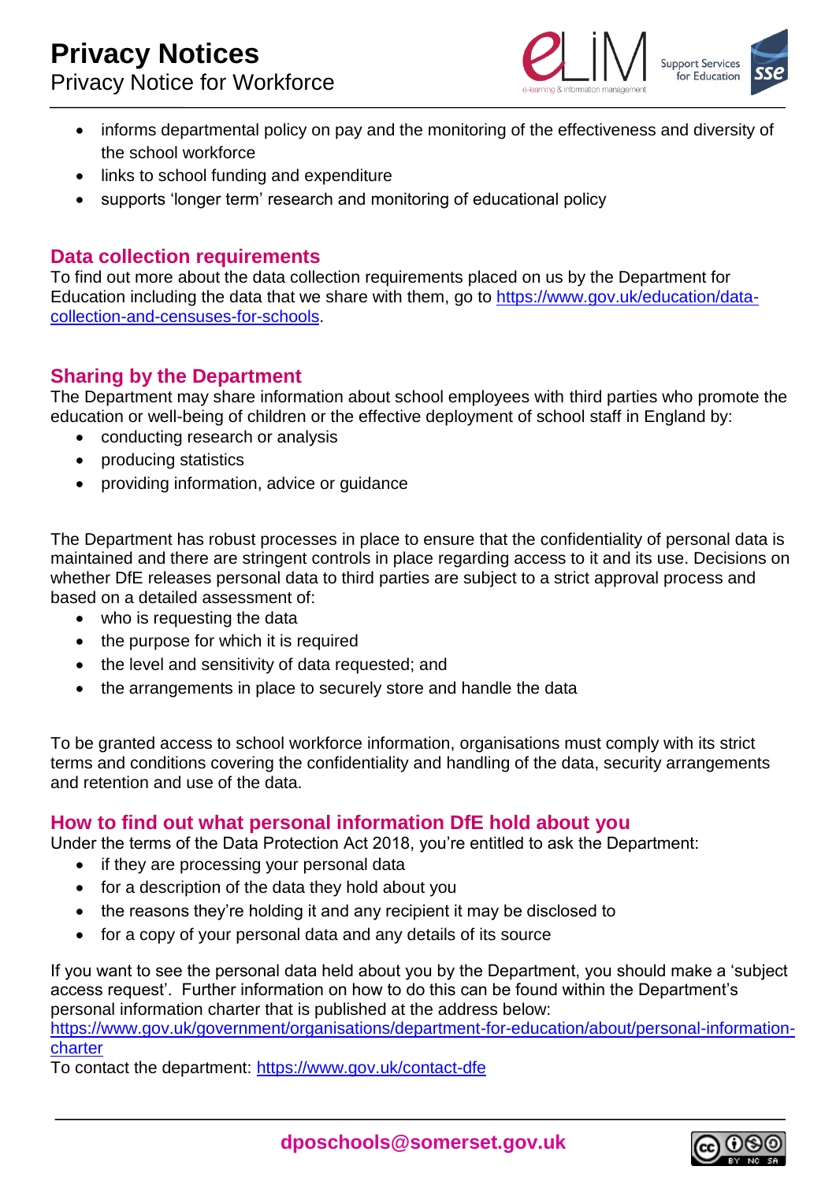- informs departmental policy on pay and the monitoring of the effectiveness and diversity of the school workforce
- links to school funding and expenditure
- supports 'longer term' research and monitoring of educational policy

## Data collection requirements

To find out more about the data collection requirements placed on us by the Department for Education including the data that we share with them, go to https://www.gov.uk/education/data-collection-and-censuses-for-schools.

## Sharing by the Department

The Department may share information about school employees with third parties who promote the education or well-being of children or the effective deployment of school staff in England by:

- conducting research or analysis
- producing statistics
- providing information, advice or guidance

The Department has robust processes in place to ensure that the confidentiality of personal data is maintained and there are stringent controls in place regarding access to it and its use. Decisions on whether DfE releases personal data to third parties are subject to a strict approval process and based on a detailed assessment of:

- who is requesting the data
- the purpose for which it is required
- the level and sensitivity of data requested; and
- the arrangements in place to securely store and handle the data

To be granted access to school workforce information, organisations must comply with its strict terms and conditions covering the confidentiality and handling of the data, security arrangements and retention and use of the data.

## How to find out what personal information DfE hold about you

Under the terms of the Data Protection Act 2018, you're entitled to ask the Department:

- if they are processing your personal data
- for a description of the data they hold about you
- the reasons they're holding it and any recipient it may be disclosed to
- for a copy of your personal data and any details of its source

If you want to see the personal data held about you by the Department, you should make a 'subject access request'. Further information on how to do this can be found within the Department's personal information charter that is published at the address below:
https://www.gov.uk/government/organisations/department-for-education/about/personal-information-charter
To contact the department: https://www.gov.uk/contact-dfe